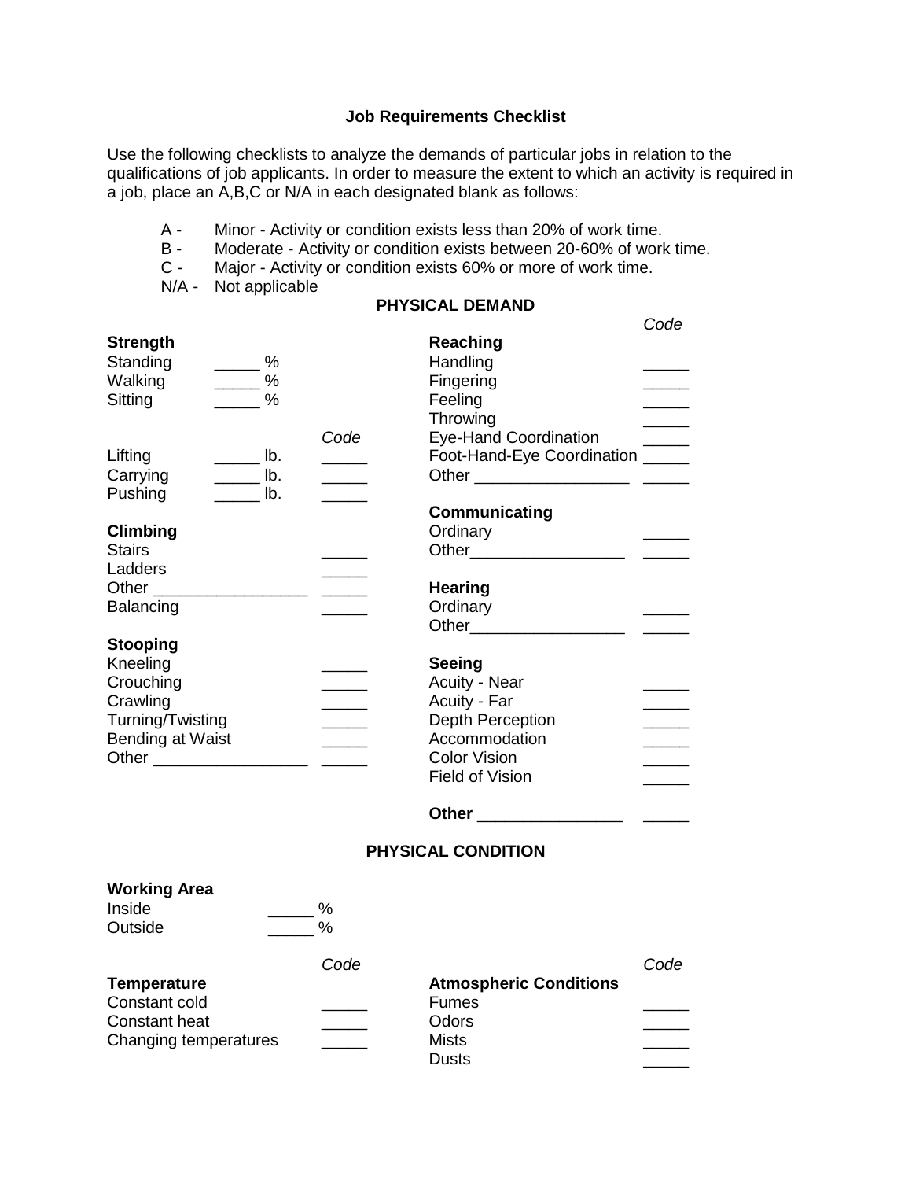# Job Requirements Checklist

Use the following checklists to analyze the demands of particular jobs in relation to the qualifications of job applicants. In order to measure the extent to which an activity is required in a job, place an A,B,C or N/A in each designated blank as follows:

- A - Minor - Activity or condition exists less than 20% of work time.
- B - Moderate - Activity or condition exists between 20-60% of work time.
- C - Major - Activity or condition exists 60% or more of work time.
- N/A - Not applicable

## PHYSICAL DEMAND

**Strength**

Standing _____ %
Walking _____ %
Sitting _____ %

| | | *Code* |
|---|---|---|
| Lifting | _____ lb. | _____ |
| Carrying | _____ lb. | _____ |
| Pushing | _____ lb. | _____ |

**Climbing**

| | |
|---|---|
| Stairs | _____ |
| Ladders | _____ |
| Other _________________ | _____ |
| Balancing | _____ |

**Stooping**

| | |
|---|---|
| Kneeling | _____ |
| Crouching | _____ |
| Crawling | _____ |
| Turning/Twisting | _____ |
| Bending at Waist | _____ |
| Other _________________ | _____ |

**Reaching**

| | *Code* |
|---|---|
| Handling | _____ |
| Fingering | _____ |
| Feeling | _____ |
| Throwing | _____ |
| Eye-Hand Coordination | _____ |
| Foot-Hand-Eye Coordination | _____ |
| Other _________________ | _____ |

**Communicating**

| | |
|---|---|
| Ordinary | _____ |
| Other_________________ | _____ |

**Hearing**

| | |
|---|---|
| Ordinary | _____ |
| Other_________________ | _____ |

**Seeing**

| | |
|---|---|
| Acuity - Near | _____ |
| Acuity - Far | _____ |
| Depth Perception | _____ |
| Accommodation | _____ |
| Color Vision | _____ |
| Field of Vision | _____ |

**Other** ________________ _____

## PHYSICAL CONDITION

**Working Area**

Inside _____ %
Outside _____ %

**Temperature**

| | *Code* |
|---|---|
| Constant cold | _____ |
| Constant heat | _____ |
| Changing temperatures | _____ |

**Atmospheric Conditions**

| | *Code* |
|---|---|
| Fumes | _____ |
| Odors | _____ |
| Mists | _____ |
| Dusts | _____ |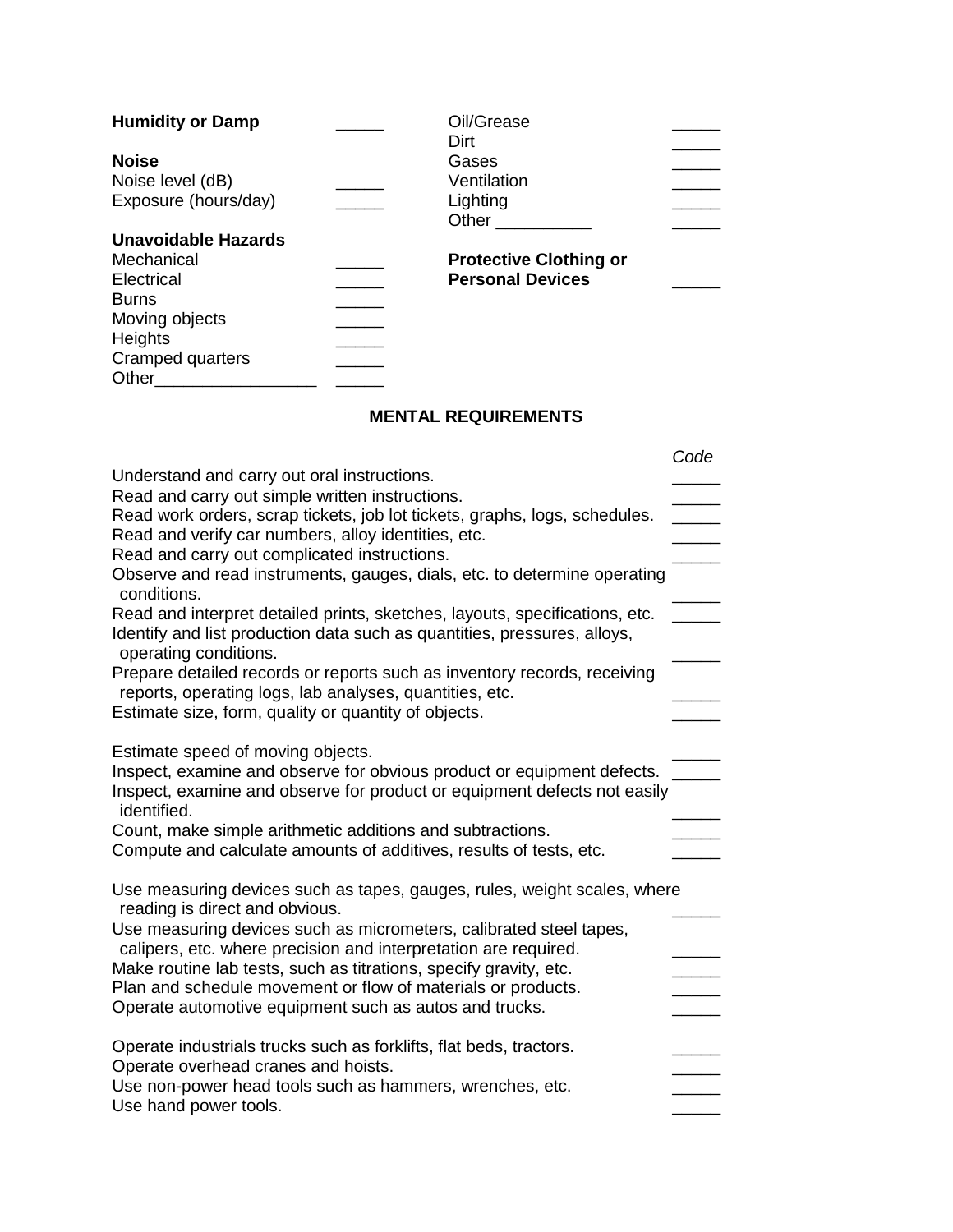**Humidity or Damp** _____

**Noise**

Noise level (dB) _____
Exposure (hours/day) _____

**Unavoidable Hazards**

Mechanical _____
Electrical _____
Burns _____
Moving objects _____
Heights _____
Cramped quarters _____
Other_________________ _____

Oil/Grease _____
Dirt _____
Gases _____
Ventilation _____
Lighting _____
Other __________ _____

**Protective Clothing or Personal Devices** _____

## MENTAL REQUIREMENTS

| | *Code* |
|---|---|
| Understand and carry out oral instructions. | _____ |
| Read and carry out simple written instructions. | _____ |
| Read work orders, scrap tickets, job lot tickets, graphs, logs, schedules. | _____ |
| Read and verify car numbers, alloy identities, etc. | _____ |
| Read and carry out complicated instructions. | _____ |
| Observe and read instruments, gauges, dials, etc. to determine operating conditions. | _____ |
| Read and interpret detailed prints, sketches, layouts, specifications, etc. | _____ |
| Identify and list production data such as quantities, pressures, alloys, operating conditions. | _____ |
| Prepare detailed records or reports such as inventory records, receiving reports, operating logs, lab analyses, quantities, etc. | _____ |
| Estimate size, form, quality or quantity of objects. | _____ |
| Estimate speed of moving objects. | _____ |
| Inspect, examine and observe for obvious product or equipment defects. | _____ |
| Inspect, examine and observe for product or equipment defects not easily identified. | _____ |
| Count, make simple arithmetic additions and subtractions. | _____ |
| Compute and calculate amounts of additives, results of tests, etc. | _____ |
| Use measuring devices such as tapes, gauges, rules, weight scales, where reading is direct and obvious. | _____ |
| Use measuring devices such as micrometers, calibrated steel tapes, calipers, etc. where precision and interpretation are required. | _____ |
| Make routine lab tests, such as titrations, specify gravity, etc. | _____ |
| Plan and schedule movement or flow of materials or products. | _____ |
| Operate automotive equipment such as autos and trucks. | _____ |
| Operate industrials trucks such as forklifts, flat beds, tractors. | _____ |
| Operate overhead cranes and hoists. | _____ |
| Use non-power head tools such as hammers, wrenches, etc. | _____ |
| Use hand power tools. | _____ |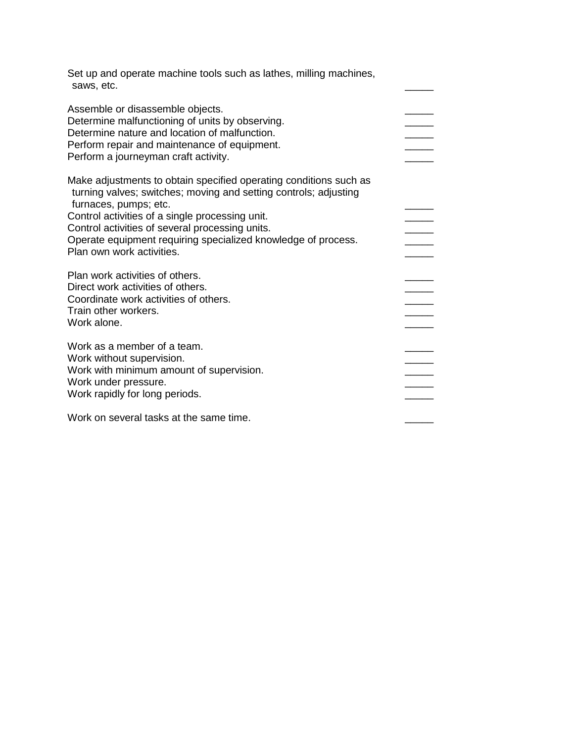Set up and operate machine tools such as lathes, milling machines, saws, etc. _____

Assemble or disassemble objects. _____
Determine malfunctioning of units by observing. _____
Determine nature and location of malfunction. _____
Perform repair and maintenance of equipment. _____
Perform a journeyman craft activity. _____

Make adjustments to obtain specified operating conditions such as turning valves; switches; moving and setting controls; adjusting furnaces, pumps; etc. _____
Control activities of a single processing unit. _____
Control activities of several processing units. _____
Operate equipment requiring specialized knowledge of process. _____
Plan own work activities. _____

Plan work activities of others. _____
Direct work activities of others. _____
Coordinate work activities of others. _____
Train other workers. _____
Work alone. _____

Work as a member of a team. _____
Work without supervision. _____
Work with minimum amount of supervision. _____
Work under pressure. _____
Work rapidly for long periods. _____

Work on several tasks at the same time. _____